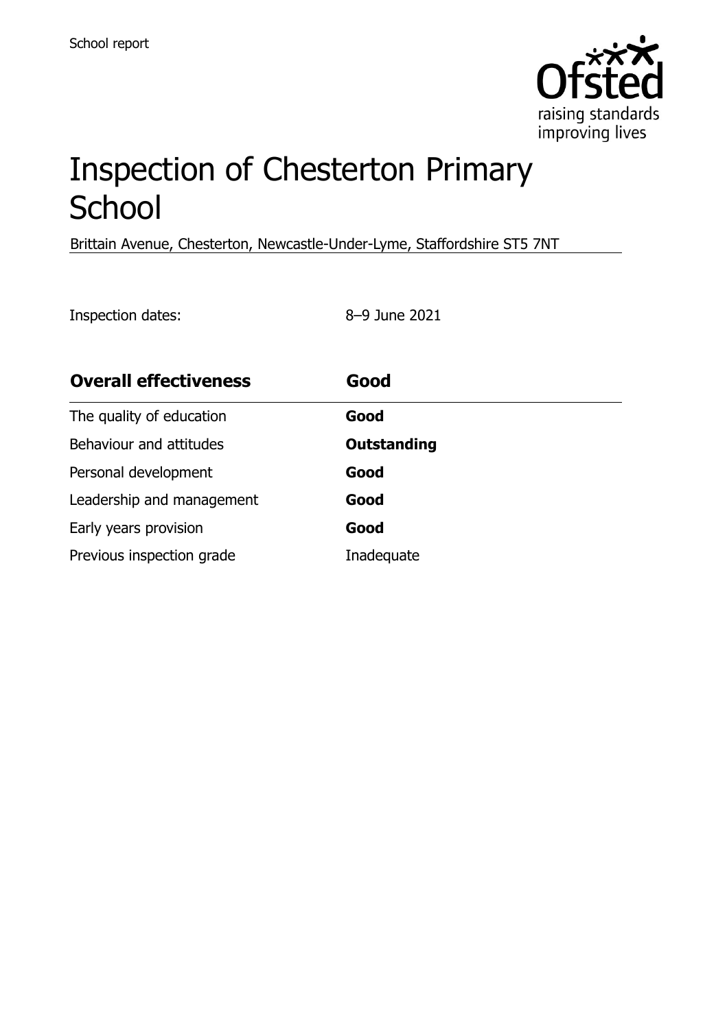School report

# Inspection of Chesterton Primary School

Brittain Avenue, Chesterton, Newcastle-Under-Lyme, Staffordshire ST5 7NT

Inspection dates: 8–9 June 2021

| **Overall effectiveness** | **Good** |
| --- | --- |
| The quality of education | **Good** |
| Behaviour and attitudes | **Outstanding** |
| Personal development | **Good** |
| Leadership and management | **Good** |
| Early years provision | **Good** |
| Previous inspection grade | Inadequate |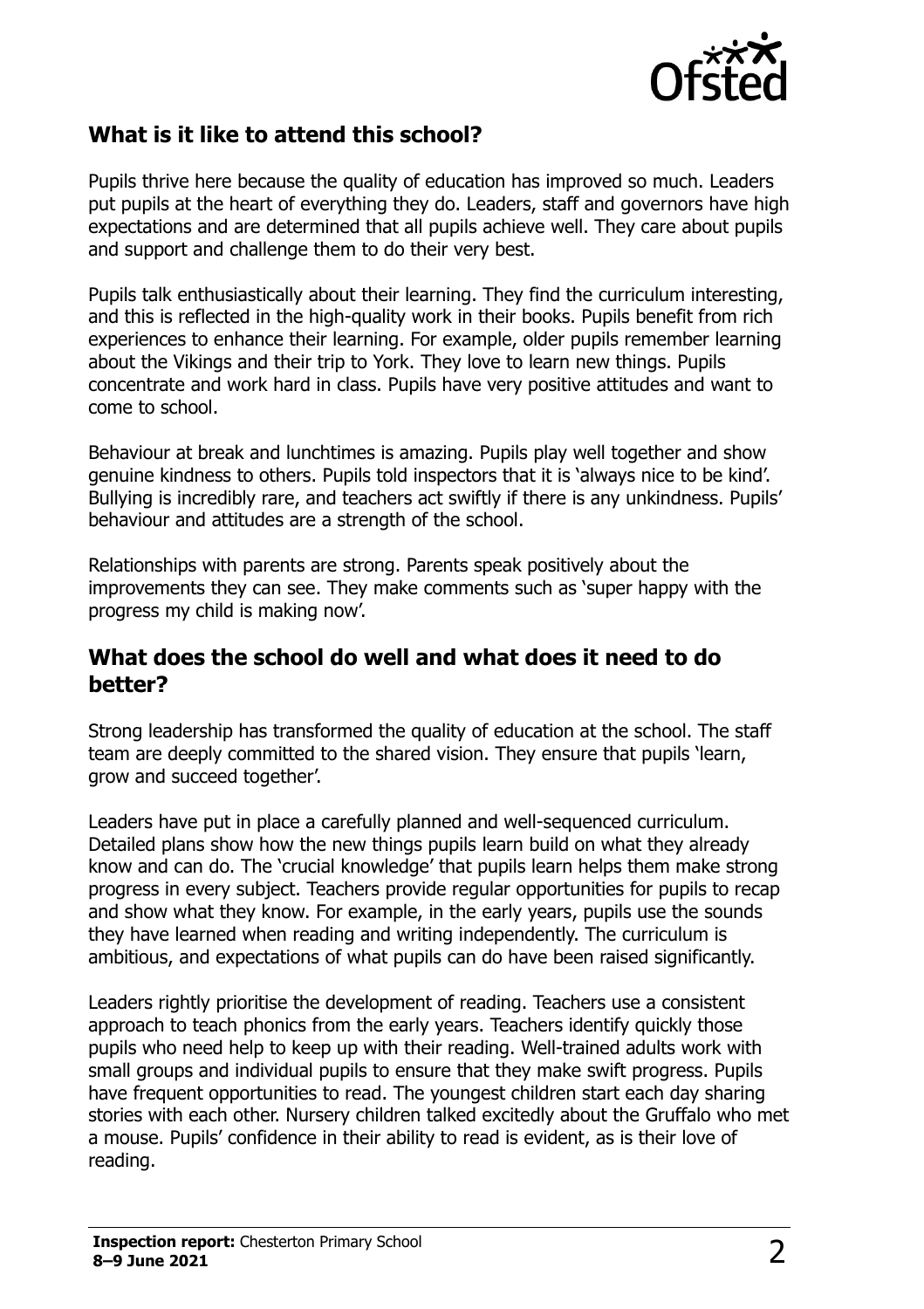## What is it like to attend this school?

Pupils thrive here because the quality of education has improved so much. Leaders put pupils at the heart of everything they do. Leaders, staff and governors have high expectations and are determined that all pupils achieve well. They care about pupils and support and challenge them to do their very best.

Pupils talk enthusiastically about their learning. They find the curriculum interesting, and this is reflected in the high-quality work in their books. Pupils benefit from rich experiences to enhance their learning. For example, older pupils remember learning about the Vikings and their trip to York. They love to learn new things. Pupils concentrate and work hard in class. Pupils have very positive attitudes and want to come to school.

Behaviour at break and lunchtimes is amazing. Pupils play well together and show genuine kindness to others. Pupils told inspectors that it is 'always nice to be kind'. Bullying is incredibly rare, and teachers act swiftly if there is any unkindness. Pupils' behaviour and attitudes are a strength of the school.

Relationships with parents are strong. Parents speak positively about the improvements they can see. They make comments such as 'super happy with the progress my child is making now'.

## What does the school do well and what does it need to do better?

Strong leadership has transformed the quality of education at the school. The staff team are deeply committed to the shared vision. They ensure that pupils 'learn, grow and succeed together'.

Leaders have put in place a carefully planned and well-sequenced curriculum. Detailed plans show how the new things pupils learn build on what they already know and can do. The 'crucial knowledge' that pupils learn helps them make strong progress in every subject. Teachers provide regular opportunities for pupils to recap and show what they know. For example, in the early years, pupils use the sounds they have learned when reading and writing independently. The curriculum is ambitious, and expectations of what pupils can do have been raised significantly.

Leaders rightly prioritise the development of reading. Teachers use a consistent approach to teach phonics from the early years. Teachers identify quickly those pupils who need help to keep up with their reading. Well-trained adults work with small groups and individual pupils to ensure that they make swift progress. Pupils have frequent opportunities to read. The youngest children start each day sharing stories with each other. Nursery children talked excitedly about the Gruffalo who met a mouse. Pupils' confidence in their ability to read is evident, as is their love of reading.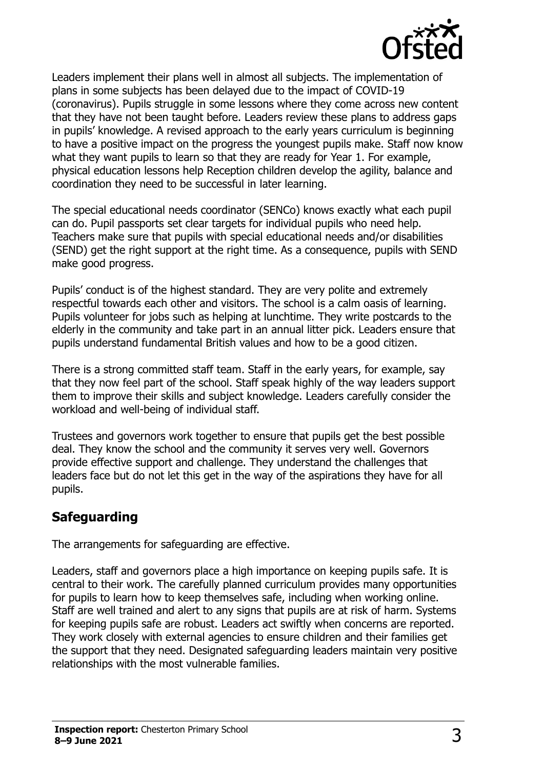Leaders implement their plans well in almost all subjects. The implementation of plans in some subjects has been delayed due to the impact of COVID-19 (coronavirus). Pupils struggle in some lessons where they come across new content that they have not been taught before. Leaders review these plans to address gaps in pupils' knowledge. A revised approach to the early years curriculum is beginning to have a positive impact on the progress the youngest pupils make. Staff now know what they want pupils to learn so that they are ready for Year 1. For example, physical education lessons help Reception children develop the agility, balance and coordination they need to be successful in later learning.

The special educational needs coordinator (SENCo) knows exactly what each pupil can do. Pupil passports set clear targets for individual pupils who need help. Teachers make sure that pupils with special educational needs and/or disabilities (SEND) get the right support at the right time. As a consequence, pupils with SEND make good progress.

Pupils' conduct is of the highest standard. They are very polite and extremely respectful towards each other and visitors. The school is a calm oasis of learning. Pupils volunteer for jobs such as helping at lunchtime. They write postcards to the elderly in the community and take part in an annual litter pick. Leaders ensure that pupils understand fundamental British values and how to be a good citizen.

There is a strong committed staff team. Staff in the early years, for example, say that they now feel part of the school. Staff speak highly of the way leaders support them to improve their skills and subject knowledge. Leaders carefully consider the workload and well-being of individual staff.

Trustees and governors work together to ensure that pupils get the best possible deal. They know the school and the community it serves very well. Governors provide effective support and challenge. They understand the challenges that leaders face but do not let this get in the way of the aspirations they have for all pupils.

## Safeguarding

The arrangements for safeguarding are effective.

Leaders, staff and governors place a high importance on keeping pupils safe. It is central to their work. The carefully planned curriculum provides many opportunities for pupils to learn how to keep themselves safe, including when working online. Staff are well trained and alert to any signs that pupils are at risk of harm. Systems for keeping pupils safe are robust. Leaders act swiftly when concerns are reported. They work closely with external agencies to ensure children and their families get the support that they need. Designated safeguarding leaders maintain very positive relationships with the most vulnerable families.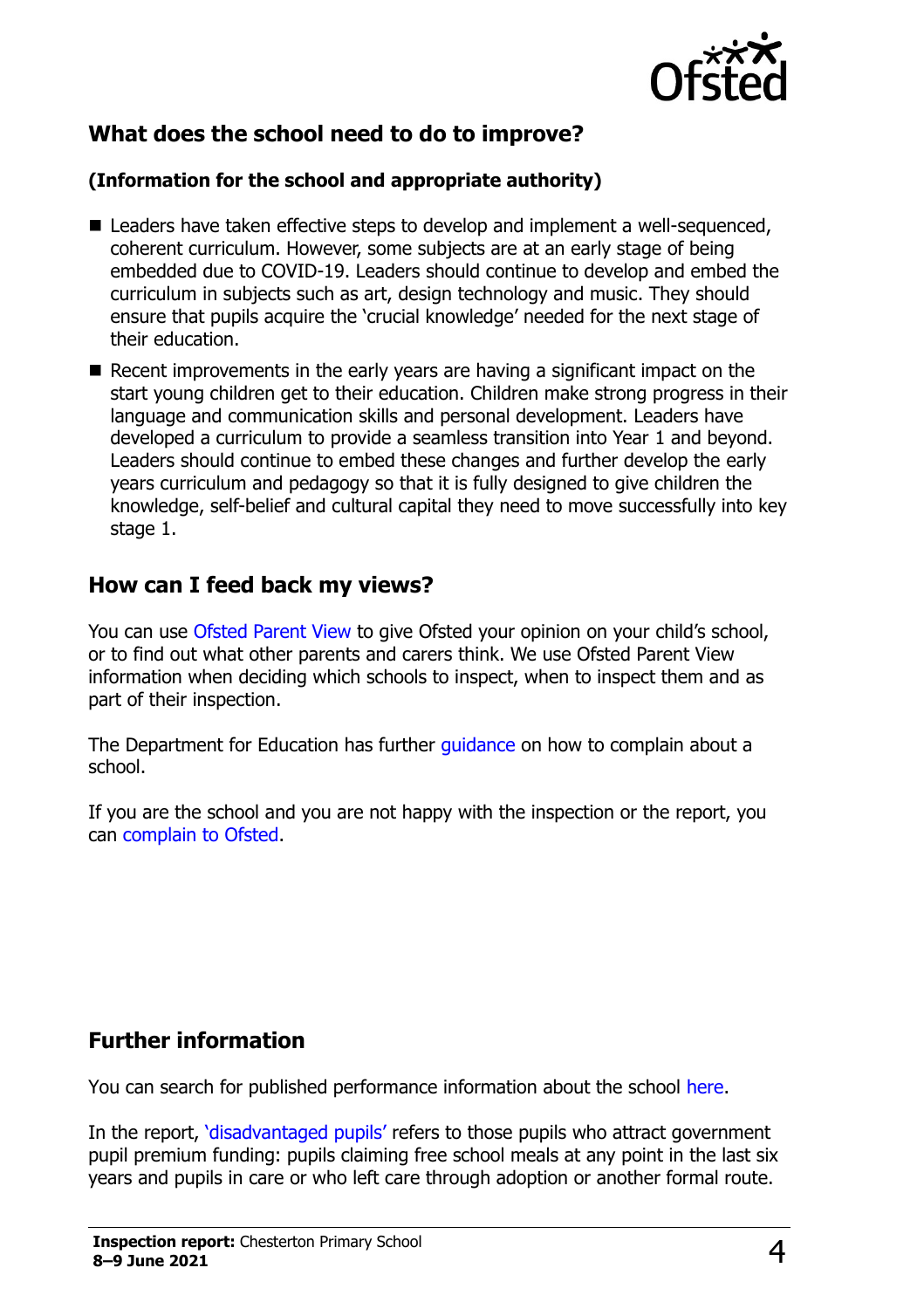## What does the school need to do to improve?

**(Information for the school and appropriate authority)**

- Leaders have taken effective steps to develop and implement a well-sequenced, coherent curriculum. However, some subjects are at an early stage of being embedded due to COVID-19. Leaders should continue to develop and embed the curriculum in subjects such as art, design technology and music. They should ensure that pupils acquire the 'crucial knowledge' needed for the next stage of their education.
- Recent improvements in the early years are having a significant impact on the start young children get to their education. Children make strong progress in their language and communication skills and personal development. Leaders have developed a curriculum to provide a seamless transition into Year 1 and beyond. Leaders should continue to embed these changes and further develop the early years curriculum and pedagogy so that it is fully designed to give children the knowledge, self-belief and cultural capital they need to move successfully into key stage 1.

## How can I feed back my views?

You can use Ofsted Parent View to give Ofsted your opinion on your child's school, or to find out what other parents and carers think. We use Ofsted Parent View information when deciding which schools to inspect, when to inspect them and as part of their inspection.

The Department for Education has further guidance on how to complain about a school.

If you are the school and you are not happy with the inspection or the report, you can complain to Ofsted.

## Further information

You can search for published performance information about the school here.

In the report, 'disadvantaged pupils' refers to those pupils who attract government pupil premium funding: pupils claiming free school meals at any point in the last six years and pupils in care or who left care through adoption or another formal route.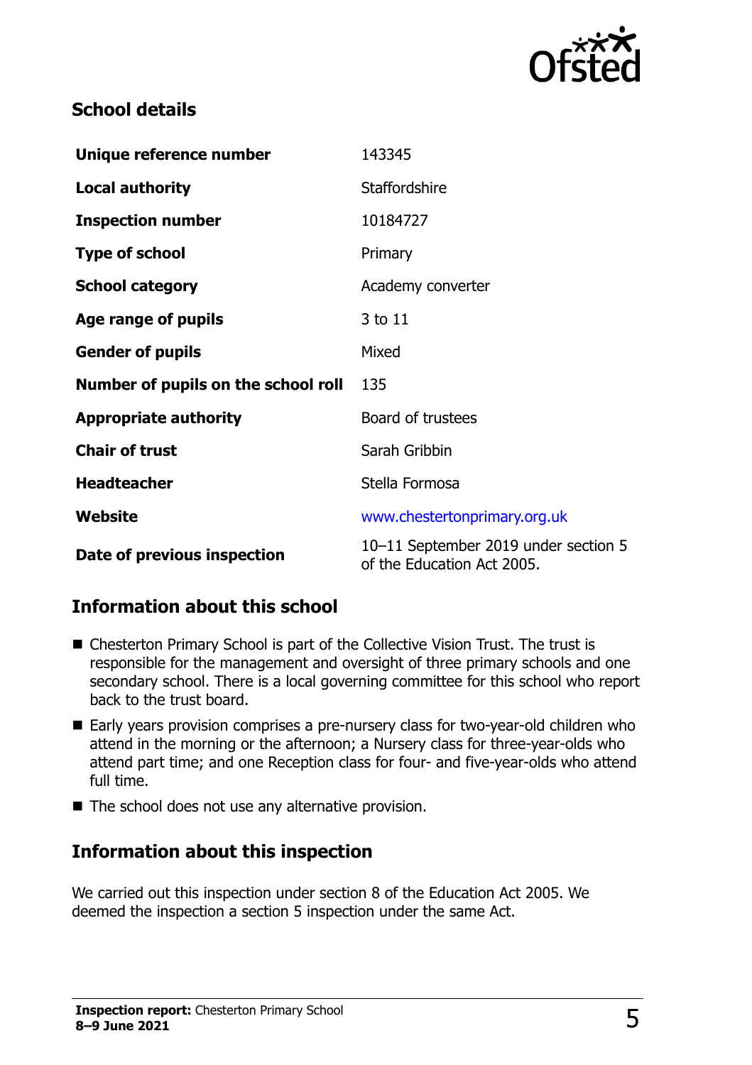## School details

| | |
|---|---|
| **Unique reference number** | 143345 |
| **Local authority** | Staffordshire |
| **Inspection number** | 10184727 |
| **Type of school** | Primary |
| **School category** | Academy converter |
| **Age range of pupils** | 3 to 11 |
| **Gender of pupils** | Mixed |
| **Number of pupils on the school roll** | 135 |
| **Appropriate authority** | Board of trustees |
| **Chair of trust** | Sarah Gribbin |
| **Headteacher** | Stella Formosa |
| **Website** | www.chestertonprimary.org.uk |
| **Date of previous inspection** | 10–11 September 2019 under section 5 of the Education Act 2005. |

## Information about this school

- Chesterton Primary School is part of the Collective Vision Trust. The trust is responsible for the management and oversight of three primary schools and one secondary school. There is a local governing committee for this school who report back to the trust board.
- Early years provision comprises a pre-nursery class for two-year-old children who attend in the morning or the afternoon; a Nursery class for three-year-olds who attend part time; and one Reception class for four- and five-year-olds who attend full time.
- The school does not use any alternative provision.

## Information about this inspection

We carried out this inspection under section 8 of the Education Act 2005. We deemed the inspection a section 5 inspection under the same Act.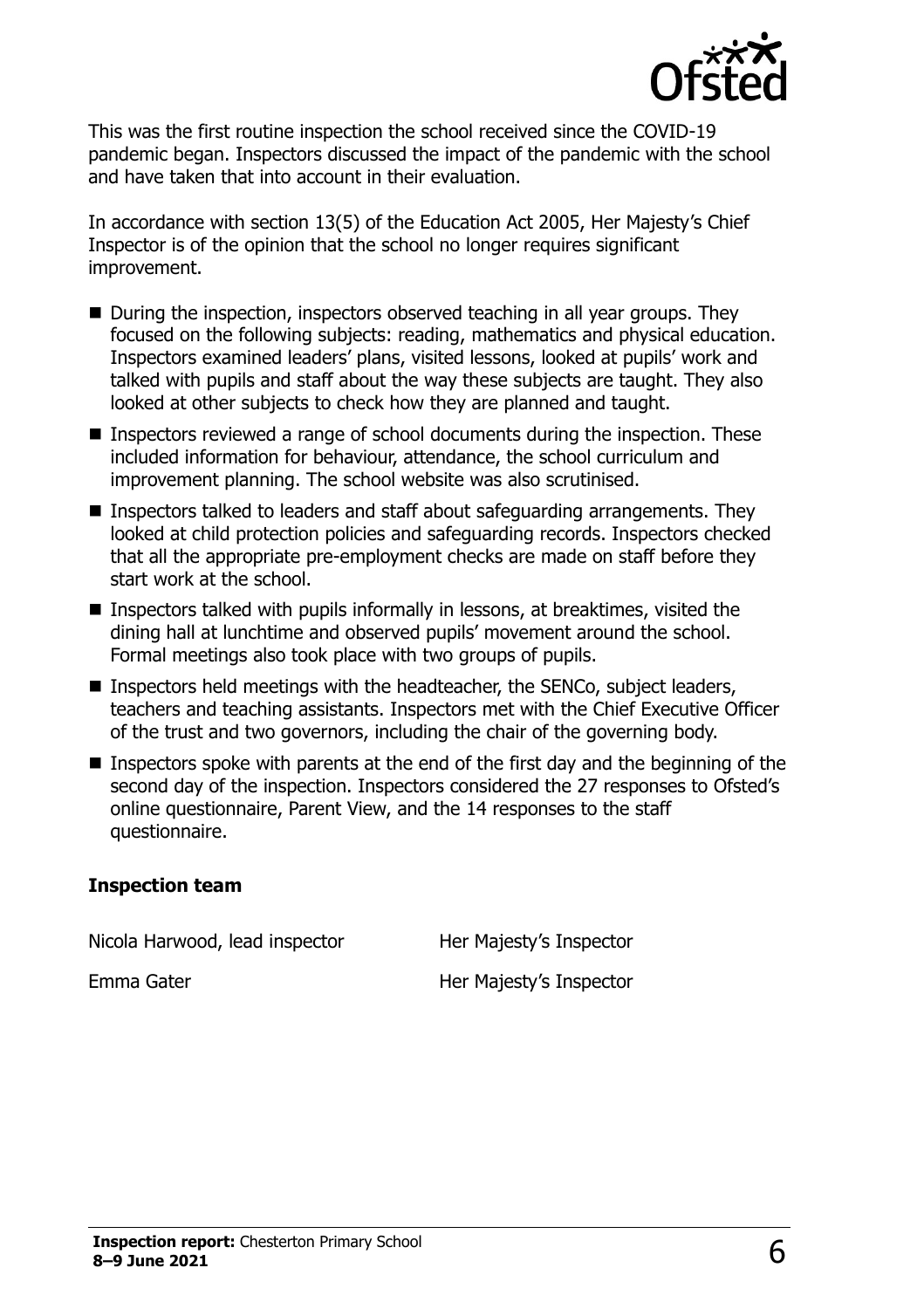This was the first routine inspection the school received since the COVID-19 pandemic began. Inspectors discussed the impact of the pandemic with the school and have taken that into account in their evaluation.

In accordance with section 13(5) of the Education Act 2005, Her Majesty's Chief Inspector is of the opinion that the school no longer requires significant improvement.

- During the inspection, inspectors observed teaching in all year groups. They focused on the following subjects: reading, mathematics and physical education. Inspectors examined leaders' plans, visited lessons, looked at pupils' work and talked with pupils and staff about the way these subjects are taught. They also looked at other subjects to check how they are planned and taught.
- Inspectors reviewed a range of school documents during the inspection. These included information for behaviour, attendance, the school curriculum and improvement planning. The school website was also scrutinised.
- Inspectors talked to leaders and staff about safeguarding arrangements. They looked at child protection policies and safeguarding records. Inspectors checked that all the appropriate pre-employment checks are made on staff before they start work at the school.
- Inspectors talked with pupils informally in lessons, at breaktimes, visited the dining hall at lunchtime and observed pupils' movement around the school. Formal meetings also took place with two groups of pupils.
- Inspectors held meetings with the headteacher, the SENCo, subject leaders, teachers and teaching assistants. Inspectors met with the Chief Executive Officer of the trust and two governors, including the chair of the governing body.
- Inspectors spoke with parents at the end of the first day and the beginning of the second day of the inspection. Inspectors considered the 27 responses to Ofsted's online questionnaire, Parent View, and the 14 responses to the staff questionnaire.

### Inspection team

| | |
|---|---|
| Nicola Harwood, lead inspector | Her Majesty's Inspector |
| Emma Gater | Her Majesty's Inspector |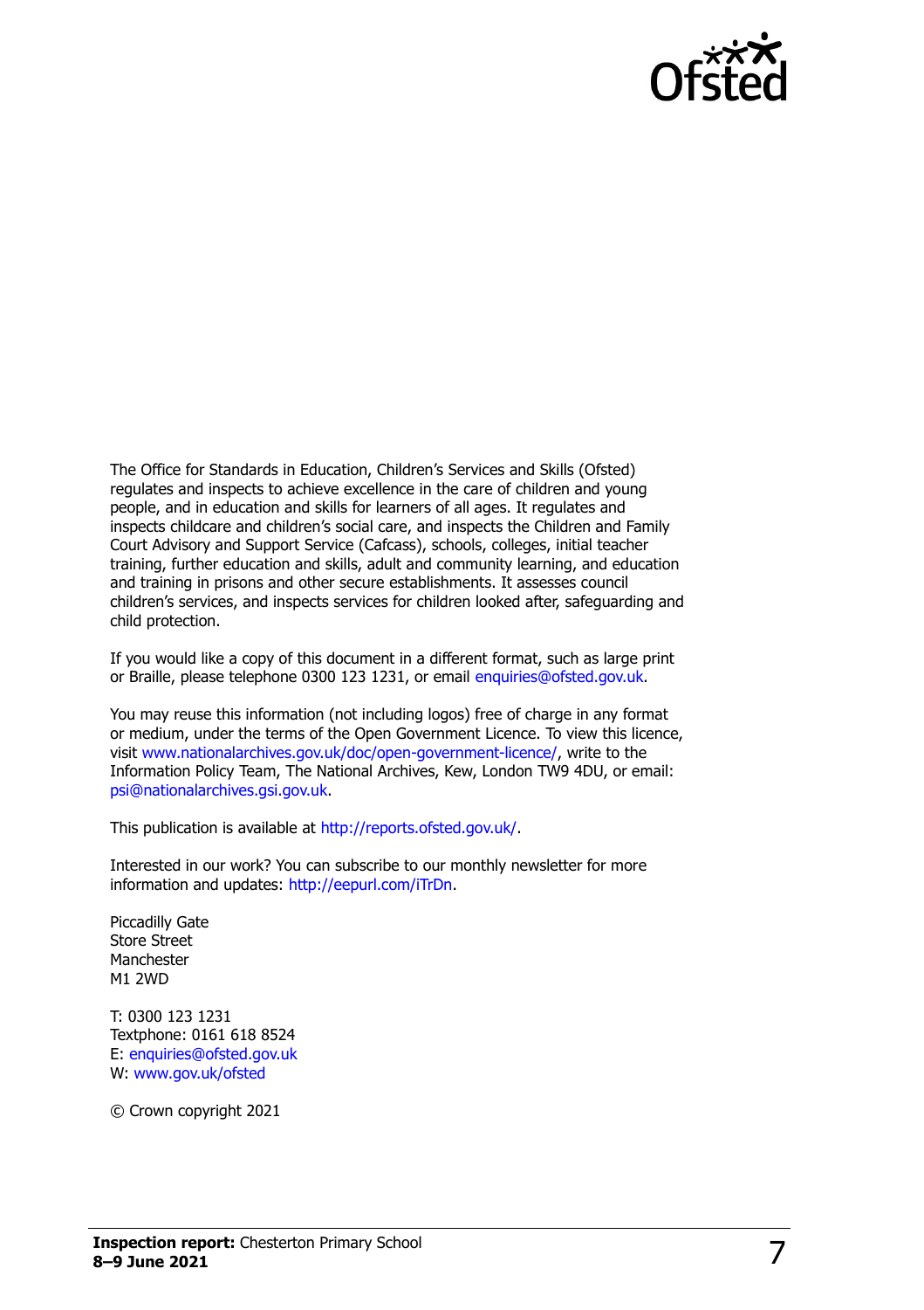The Office for Standards in Education, Children's Services and Skills (Ofsted) regulates and inspects to achieve excellence in the care of children and young people, and in education and skills for learners of all ages. It regulates and inspects childcare and children's social care, and inspects the Children and Family Court Advisory and Support Service (Cafcass), schools, colleges, initial teacher training, further education and skills, adult and community learning, and education and training in prisons and other secure establishments. It assesses council children's services, and inspects services for children looked after, safeguarding and child protection.

If you would like a copy of this document in a different format, such as large print or Braille, please telephone 0300 123 1231, or email enquiries@ofsted.gov.uk.

You may reuse this information (not including logos) free of charge in any format or medium, under the terms of the Open Government Licence. To view this licence, visit www.nationalarchives.gov.uk/doc/open-government-licence/, write to the Information Policy Team, The National Archives, Kew, London TW9 4DU, or email: psi@nationalarchives.gsi.gov.uk.

This publication is available at http://reports.ofsted.gov.uk/.

Interested in our work? You can subscribe to our monthly newsletter for more information and updates: http://eepurl.com/iTrDn.

Piccadilly Gate
Store Street
Manchester
M1 2WD

T: 0300 123 1231
Textphone: 0161 618 8524
E: enquiries@ofsted.gov.uk
W: www.gov.uk/ofsted

© Crown copyright 2021